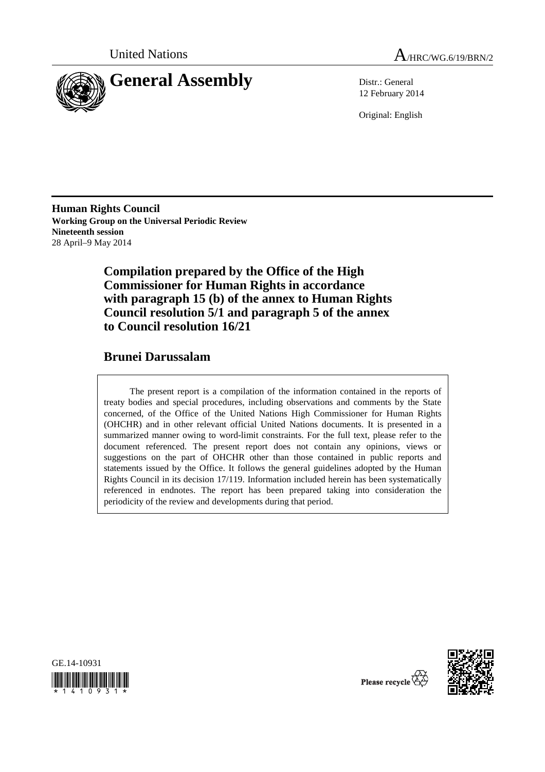United Nations

A/HRC/WG.6/19/BRN/2

# General Assembly

Distr.: General
12 February 2014

Original: English

**Human Rights Council**
**Working Group on the Universal Periodic Review**
**Nineteenth session**
28 April–9 May 2014

## Compilation prepared by the Office of the High Commissioner for Human Rights in accordance with paragraph 15 (b) of the annex to Human Rights Council resolution 5/1 and paragraph 5 of the annex to Council resolution 16/21

## Brunei Darussalam

The present report is a compilation of the information contained in the reports of treaty bodies and special procedures, including observations and comments by the State concerned, of the Office of the United Nations High Commissioner for Human Rights (OHCHR) and in other relevant official United Nations documents. It is presented in a summarized manner owing to word-limit constraints. For the full text, please refer to the document referenced. The present report does not contain any opinions, views or suggestions on the part of OHCHR other than those contained in public reports and statements issued by the Office. It follows the general guidelines adopted by the Human Rights Council in its decision 17/119. Information included herein has been systematically referenced in endnotes. The report has been prepared taking into consideration the periodicity of the review and developments during that period.

GE.14-10931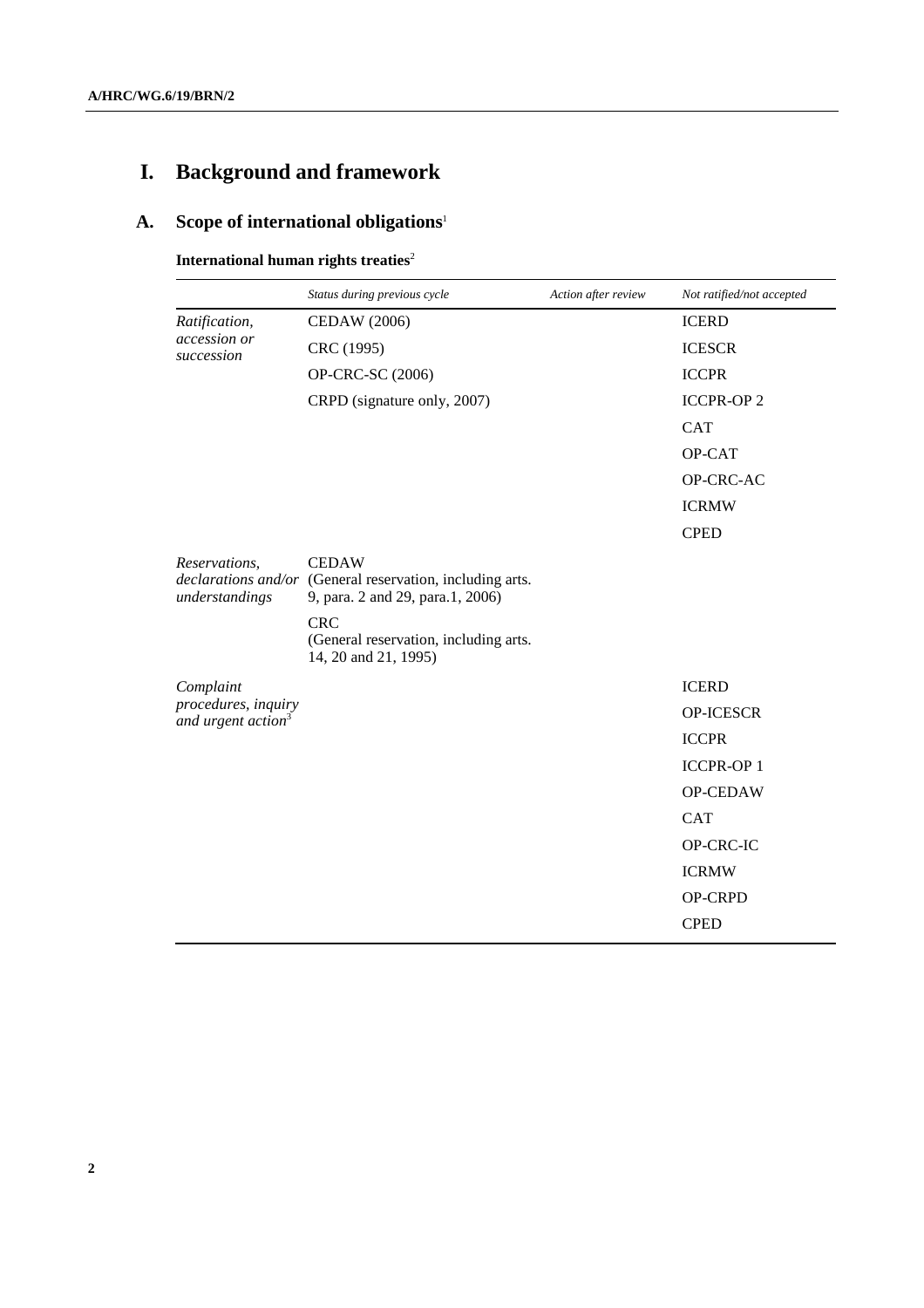# I. Background and framework

## A. Scope of international obligations[1]

**International human rights treaties**[2]

| | *Status during previous cycle* | *Action after review* | *Not ratified/not accepted* |
|---|---|---|---|
| *Ratification, accession or succession* | CEDAW (2006) | | ICERD |
| | CRC (1995) | | ICESCR |
| | OP-CRC-SC (2006) | | ICCPR |
| | CRPD (signature only, 2007) | | ICCPR-OP 2 |
| | | | CAT |
| | | | OP-CAT |
| | | | OP-CRC-AC |
| | | | ICRMW |
| | | | CPED |
| *Reservations, declarations and/or understandings* | CEDAW (General reservation, including arts. 9, para. 2 and 29, para.1, 2006) | | |
| | CRC (General reservation, including arts. 14, 20 and 21, 1995) | | |
| *Complaint procedures, inquiry and urgent action*[3] | | | ICERD |
| | | | OP-ICESCR |
| | | | ICCPR |
| | | | ICCPR-OP 1 |
| | | | OP-CEDAW |
| | | | CAT |
| | | | OP-CRC-IC |
| | | | ICRMW |
| | | | OP-CRPD |
| | | | CPED |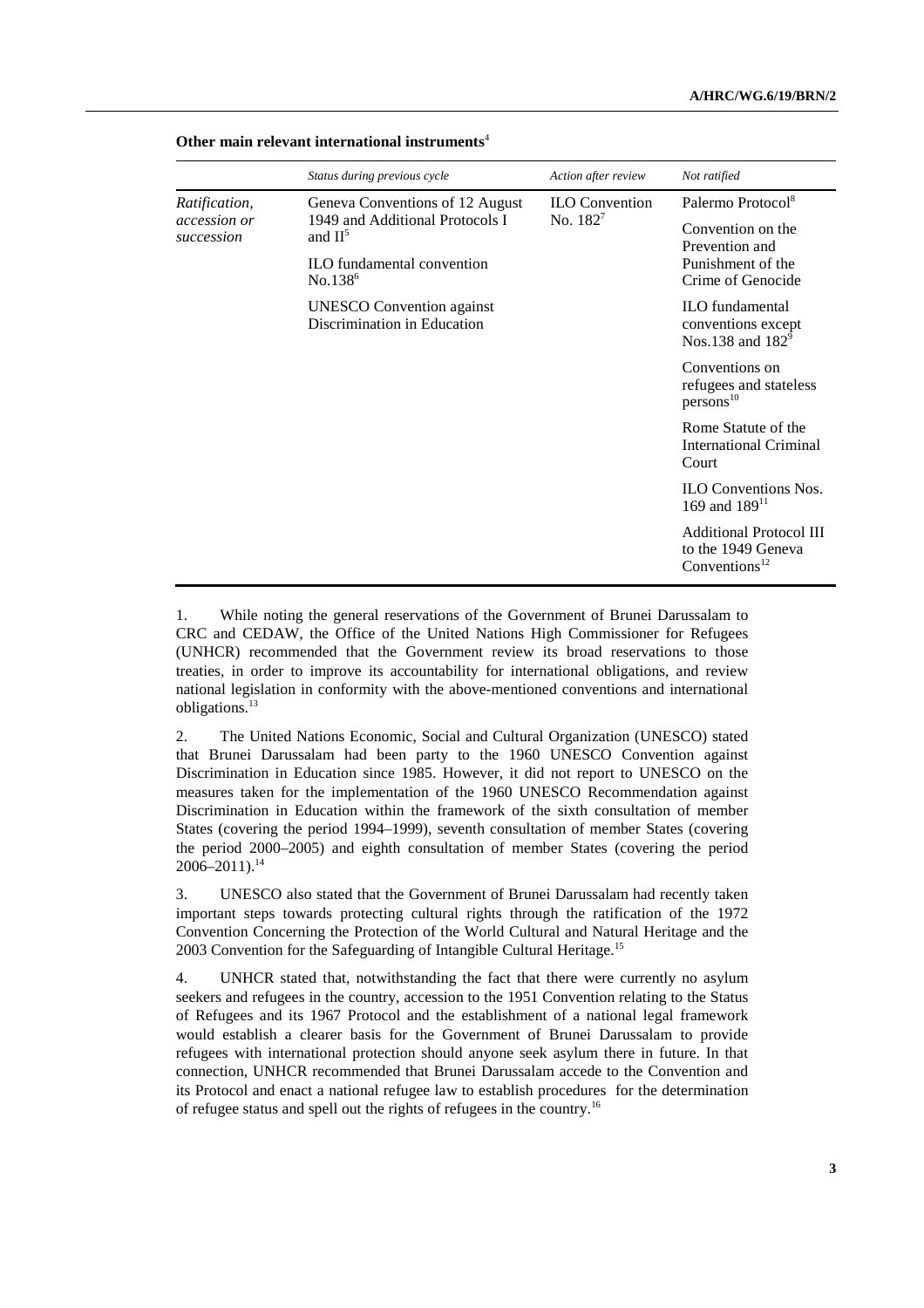**Other main relevant international instruments**[4]

| | *Status during previous cycle* | *Action after review* | *Not ratified* |
|---|---|---|---|
| *Ratification, accession or succession* | Geneva Conventions of 12 August 1949 and Additional Protocols I and II[5]<br><br>ILO fundamental convention No.138[6]<br><br>UNESCO Convention against Discrimination in Education | ILO Convention No. 182[7] | Palermo Protocol[8]<br><br>Convention on the Prevention and Punishment of the Crime of Genocide<br><br>ILO fundamental conventions except Nos.138 and 182[9]<br><br>Conventions on refugees and stateless persons[10]<br><br>Rome Statute of the International Criminal Court<br><br>ILO Conventions Nos. 169 and 189[11]<br><br>Additional Protocol III to the 1949 Geneva Conventions[12] |

1. While noting the general reservations of the Government of Brunei Darussalam to CRC and CEDAW, the Office of the United Nations High Commissioner for Refugees (UNHCR) recommended that the Government review its broad reservations to those treaties, in order to improve its accountability for international obligations, and review national legislation in conformity with the above-mentioned conventions and international obligations.[13]

2. The United Nations Economic, Social and Cultural Organization (UNESCO) stated that Brunei Darussalam had been party to the 1960 UNESCO Convention against Discrimination in Education since 1985. However, it did not report to UNESCO on the measures taken for the implementation of the 1960 UNESCO Recommendation against Discrimination in Education within the framework of the sixth consultation of member States (covering the period 1994–1999), seventh consultation of member States (covering the period 2000–2005) and eighth consultation of member States (covering the period 2006–2011).[14]

3. UNESCO also stated that the Government of Brunei Darussalam had recently taken important steps towards protecting cultural rights through the ratification of the 1972 Convention Concerning the Protection of the World Cultural and Natural Heritage and the 2003 Convention for the Safeguarding of Intangible Cultural Heritage.[15]

4. UNHCR stated that, notwithstanding the fact that there were currently no asylum seekers and refugees in the country, accession to the 1951 Convention relating to the Status of Refugees and its 1967 Protocol and the establishment of a national legal framework would establish a clearer basis for the Government of Brunei Darussalam to provide refugees with international protection should anyone seek asylum there in future. In that connection, UNHCR recommended that Brunei Darussalam accede to the Convention and its Protocol and enact a national refugee law to establish procedures for the determination of refugee status and spell out the rights of refugees in the country.[16]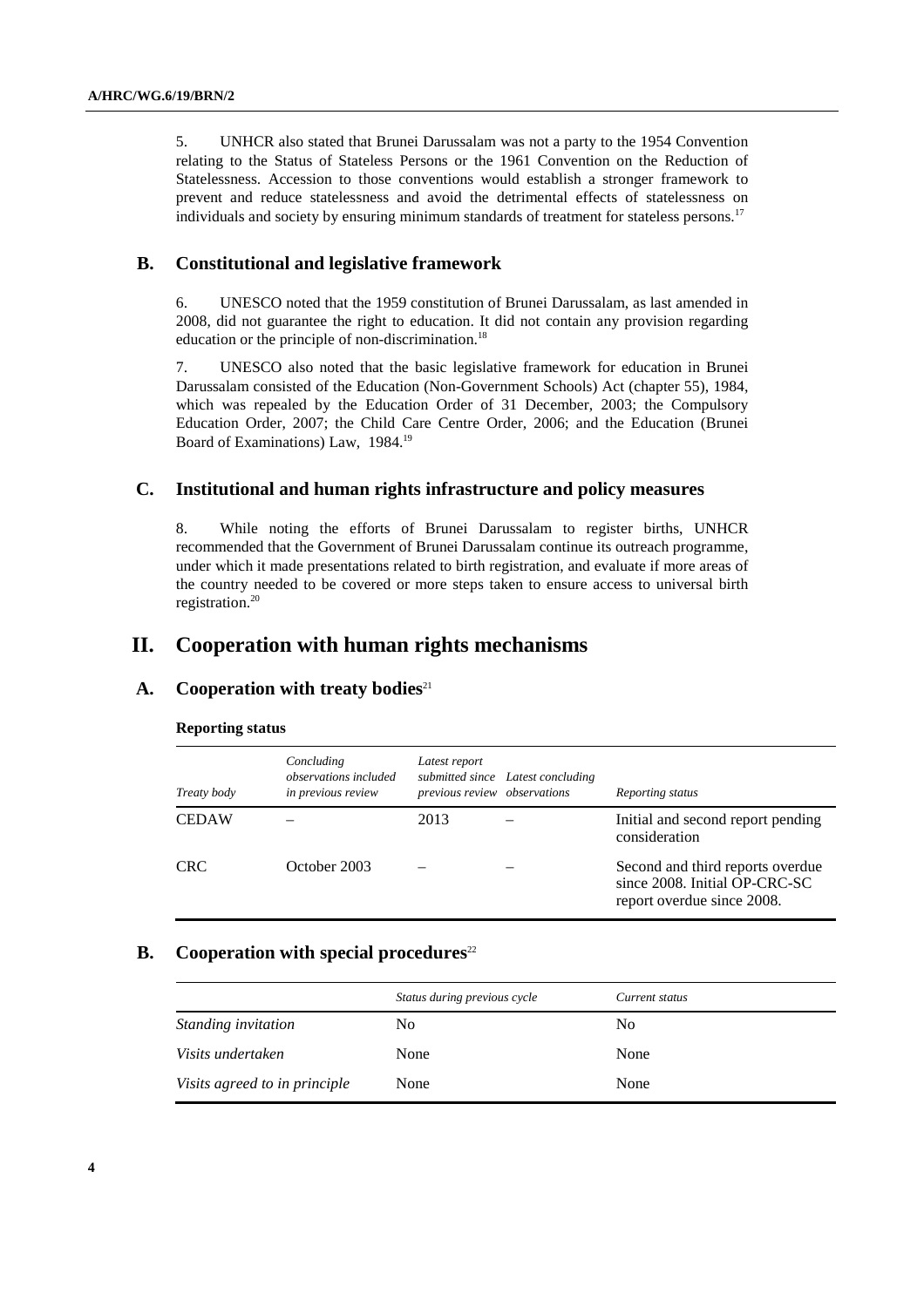5. UNHCR also stated that Brunei Darussalam was not a party to the 1954 Convention relating to the Status of Stateless Persons or the 1961 Convention on the Reduction of Statelessness. Accession to those conventions would establish a stronger framework to prevent and reduce statelessness and avoid the detrimental effects of statelessness on individuals and society by ensuring minimum standards of treatment for stateless persons.[17]

## B. Constitutional and legislative framework

6. UNESCO noted that the 1959 constitution of Brunei Darussalam, as last amended in 2008, did not guarantee the right to education. It did not contain any provision regarding education or the principle of non-discrimination.[18]

7. UNESCO also noted that the basic legislative framework for education in Brunei Darussalam consisted of the Education (Non-Government Schools) Act (chapter 55), 1984, which was repealed by the Education Order of 31 December, 2003; the Compulsory Education Order, 2007; the Child Care Centre Order, 2006; and the Education (Brunei Board of Examinations) Law, 1984.[19]

## C. Institutional and human rights infrastructure and policy measures

8. While noting the efforts of Brunei Darussalam to register births, UNHCR recommended that the Government of Brunei Darussalam continue its outreach programme, under which it made presentations related to birth registration, and evaluate if more areas of the country needed to be covered or more steps taken to ensure access to universal birth registration.[20]

# II. Cooperation with human rights mechanisms

## A. Cooperation with treaty bodies[21]

**Reporting status**

| *Treaty body* | *Concluding observations included in previous review* | *Latest report submitted since previous review* | *Latest concluding observations* | *Reporting status* |
|---|---|---|---|---|
| CEDAW | – | 2013 | – | Initial and second report pending consideration |
| CRC | October 2003 | – | – | Second and third reports overdue since 2008. Initial OP-CRC-SC report overdue since 2008. |

## B. Cooperation with special procedures[22]

| | *Status during previous cycle* | *Current status* |
|---|---|---|
| *Standing invitation* | No | No |
| *Visits undertaken* | None | None |
| *Visits agreed to in principle* | None | None |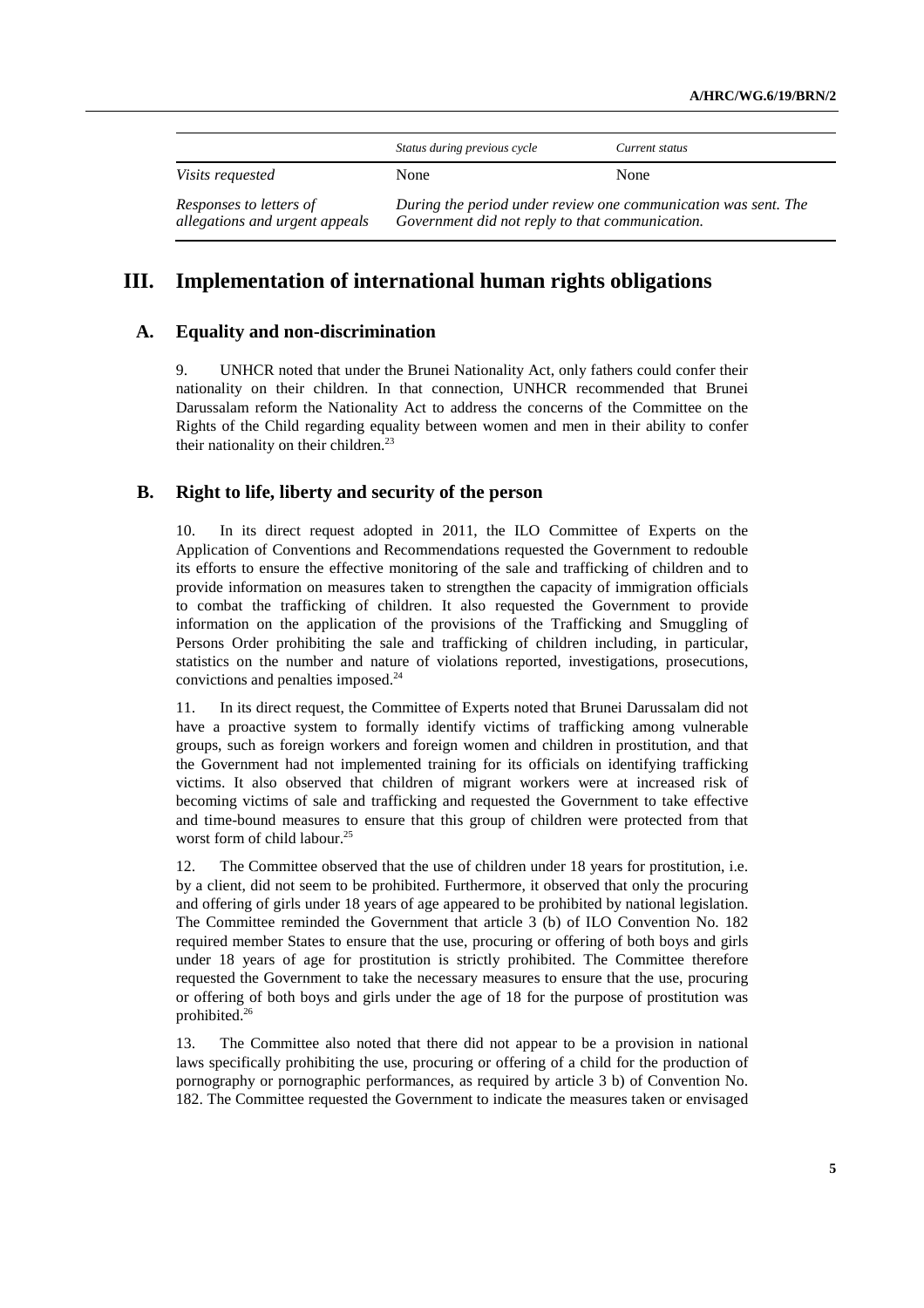| | *Status during previous cycle* | *Current status* |
|---|---|---|
| *Visits requested* | None | None |
| *Responses to letters of allegations and urgent appeals* | *During the period under review one communication was sent. The Government did not reply to that communication.* | |

# III. Implementation of international human rights obligations

## A. Equality and non-discrimination

9. UNHCR noted that under the Brunei Nationality Act, only fathers could confer their nationality on their children. In that connection, UNHCR recommended that Brunei Darussalam reform the Nationality Act to address the concerns of the Committee on the Rights of the Child regarding equality between women and men in their ability to confer their nationality on their children.[23]

## B. Right to life, liberty and security of the person

10. In its direct request adopted in 2011, the ILO Committee of Experts on the Application of Conventions and Recommendations requested the Government to redouble its efforts to ensure the effective monitoring of the sale and trafficking of children and to provide information on measures taken to strengthen the capacity of immigration officials to combat the trafficking of children. It also requested the Government to provide information on the application of the provisions of the Trafficking and Smuggling of Persons Order prohibiting the sale and trafficking of children including, in particular, statistics on the number and nature of violations reported, investigations, prosecutions, convictions and penalties imposed.[24]

11. In its direct request, the Committee of Experts noted that Brunei Darussalam did not have a proactive system to formally identify victims of trafficking among vulnerable groups, such as foreign workers and foreign women and children in prostitution, and that the Government had not implemented training for its officials on identifying trafficking victims. It also observed that children of migrant workers were at increased risk of becoming victims of sale and trafficking and requested the Government to take effective and time-bound measures to ensure that this group of children were protected from that worst form of child labour.[25]

12. The Committee observed that the use of children under 18 years for prostitution, i.e. by a client, did not seem to be prohibited. Furthermore, it observed that only the procuring and offering of girls under 18 years of age appeared to be prohibited by national legislation. The Committee reminded the Government that article 3 (b) of ILO Convention No. 182 required member States to ensure that the use, procuring or offering of both boys and girls under 18 years of age for prostitution is strictly prohibited. The Committee therefore requested the Government to take the necessary measures to ensure that the use, procuring or offering of both boys and girls under the age of 18 for the purpose of prostitution was prohibited.[26]

13. The Committee also noted that there did not appear to be a provision in national laws specifically prohibiting the use, procuring or offering of a child for the production of pornography or pornographic performances, as required by article 3 b) of Convention No. 182. The Committee requested the Government to indicate the measures taken or envisaged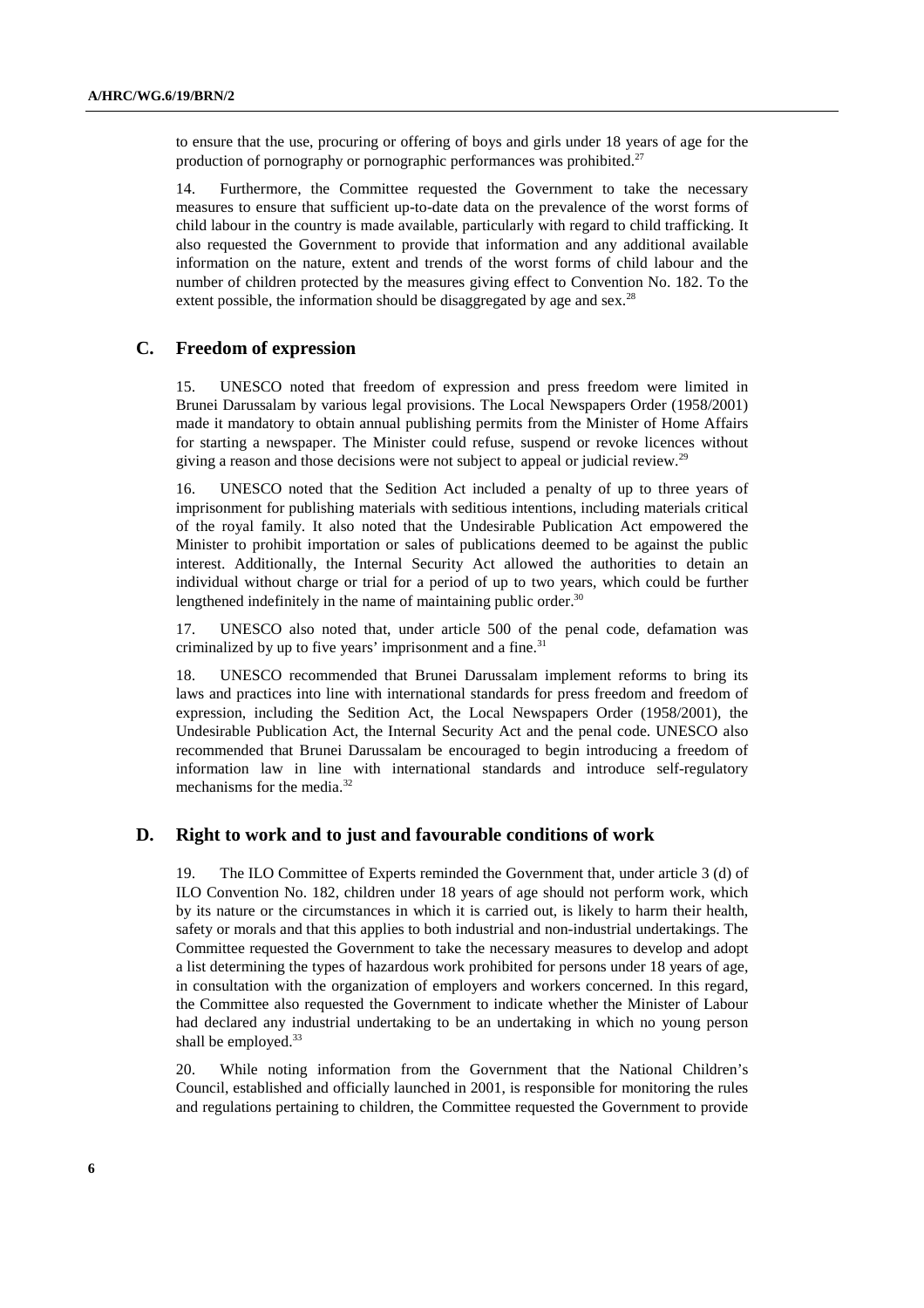to ensure that the use, procuring or offering of boys and girls under 18 years of age for the production of pornography or pornographic performances was prohibited.[27]

14. Furthermore, the Committee requested the Government to take the necessary measures to ensure that sufficient up-to-date data on the prevalence of the worst forms of child labour in the country is made available, particularly with regard to child trafficking. It also requested the Government to provide that information and any additional available information on the nature, extent and trends of the worst forms of child labour and the number of children protected by the measures giving effect to Convention No. 182. To the extent possible, the information should be disaggregated by age and sex.[28]

## C. Freedom of expression

15. UNESCO noted that freedom of expression and press freedom were limited in Brunei Darussalam by various legal provisions. The Local Newspapers Order (1958/2001) made it mandatory to obtain annual publishing permits from the Minister of Home Affairs for starting a newspaper. The Minister could refuse, suspend or revoke licences without giving a reason and those decisions were not subject to appeal or judicial review.[29]

16. UNESCO noted that the Sedition Act included a penalty of up to three years of imprisonment for publishing materials with seditious intentions, including materials critical of the royal family. It also noted that the Undesirable Publication Act empowered the Minister to prohibit importation or sales of publications deemed to be against the public interest. Additionally, the Internal Security Act allowed the authorities to detain an individual without charge or trial for a period of up to two years, which could be further lengthened indefinitely in the name of maintaining public order.[30]

17. UNESCO also noted that, under article 500 of the penal code, defamation was criminalized by up to five years' imprisonment and a fine.[31]

18. UNESCO recommended that Brunei Darussalam implement reforms to bring its laws and practices into line with international standards for press freedom and freedom of expression, including the Sedition Act, the Local Newspapers Order (1958/2001), the Undesirable Publication Act, the Internal Security Act and the penal code. UNESCO also recommended that Brunei Darussalam be encouraged to begin introducing a freedom of information law in line with international standards and introduce self-regulatory mechanisms for the media.[32]

## D. Right to work and to just and favourable conditions of work

19. The ILO Committee of Experts reminded the Government that, under article 3 (d) of ILO Convention No. 182, children under 18 years of age should not perform work, which by its nature or the circumstances in which it is carried out, is likely to harm their health, safety or morals and that this applies to both industrial and non-industrial undertakings. The Committee requested the Government to take the necessary measures to develop and adopt a list determining the types of hazardous work prohibited for persons under 18 years of age, in consultation with the organization of employers and workers concerned. In this regard, the Committee also requested the Government to indicate whether the Minister of Labour had declared any industrial undertaking to be an undertaking in which no young person shall be employed.[33]

20. While noting information from the Government that the National Children's Council, established and officially launched in 2001, is responsible for monitoring the rules and regulations pertaining to children, the Committee requested the Government to provide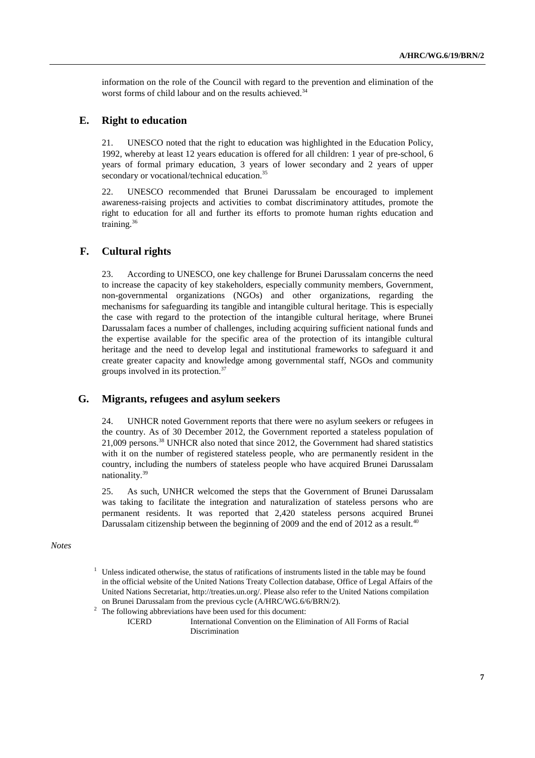information on the role of the Council with regard to the prevention and elimination of the worst forms of child labour and on the results achieved.[34]

## E. Right to education

21. UNESCO noted that the right to education was highlighted in the Education Policy, 1992, whereby at least 12 years education is offered for all children: 1 year of pre-school, 6 years of formal primary education, 3 years of lower secondary and 2 years of upper secondary or vocational/technical education.[35]

22. UNESCO recommended that Brunei Darussalam be encouraged to implement awareness-raising projects and activities to combat discriminatory attitudes, promote the right to education for all and further its efforts to promote human rights education and training.[36]

## F. Cultural rights

23. According to UNESCO, one key challenge for Brunei Darussalam concerns the need to increase the capacity of key stakeholders, especially community members, Government, non-governmental organizations (NGOs) and other organizations, regarding the mechanisms for safeguarding its tangible and intangible cultural heritage. This is especially the case with regard to the protection of the intangible cultural heritage, where Brunei Darussalam faces a number of challenges, including acquiring sufficient national funds and the expertise available for the specific area of the protection of its intangible cultural heritage and the need to develop legal and institutional frameworks to safeguard it and create greater capacity and knowledge among governmental staff, NGOs and community groups involved in its protection.[37]

## G. Migrants, refugees and asylum seekers

24. UNHCR noted Government reports that there were no asylum seekers or refugees in the country. As of 30 December 2012, the Government reported a stateless population of 21,009 persons.[38] UNHCR also noted that since 2012, the Government had shared statistics with it on the number of registered stateless people, who are permanently resident in the country, including the numbers of stateless people who have acquired Brunei Darussalam nationality.[39]

25. As such, UNHCR welcomed the steps that the Government of Brunei Darussalam was taking to facilitate the integration and naturalization of stateless persons who are permanent residents. It was reported that 2,420 stateless persons acquired Brunei Darussalam citizenship between the beginning of 2009 and the end of 2012 as a result.[40]

*Notes*

[1] Unless indicated otherwise, the status of ratifications of instruments listed in the table may be found in the official website of the United Nations Treaty Collection database, Office of Legal Affairs of the United Nations Secretariat, http://treaties.un.org/. Please also refer to the United Nations compilation on Brunei Darussalam from the previous cycle (A/HRC/WG.6/6/BRN/2).

[2] The following abbreviations have been used for this document:

ICERD International Convention on the Elimination of All Forms of Racial Discrimination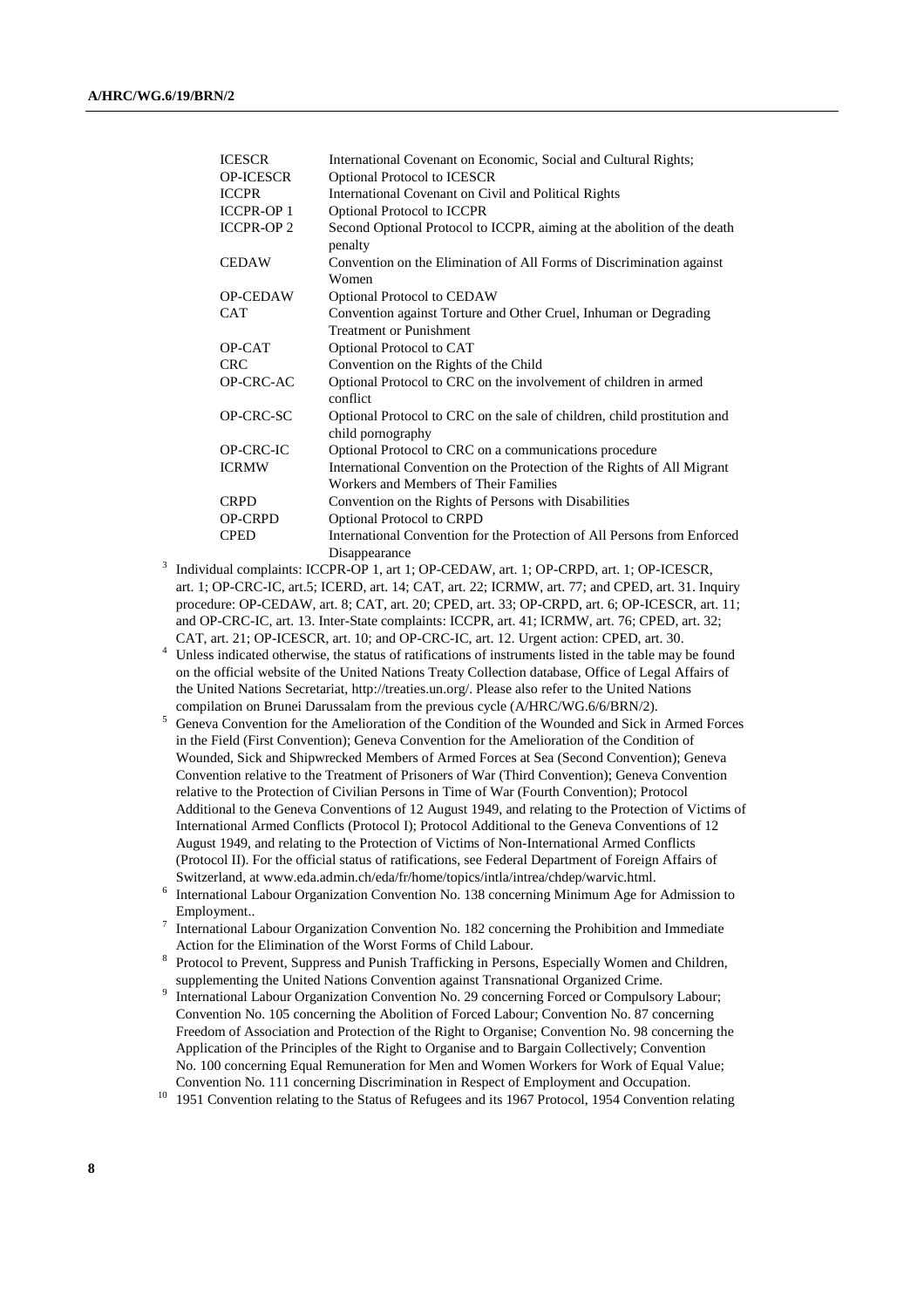| | |
|---|---|
| ICESCR | International Covenant on Economic, Social and Cultural Rights; |
| OP-ICESCR | Optional Protocol to ICESCR |
| ICCPR | International Covenant on Civil and Political Rights |
| ICCPR-OP 1 | Optional Protocol to ICCPR |
| ICCPR-OP 2 | Second Optional Protocol to ICCPR, aiming at the abolition of the death penalty |
| CEDAW | Convention on the Elimination of All Forms of Discrimination against Women |
| OP-CEDAW | Optional Protocol to CEDAW |
| CAT | Convention against Torture and Other Cruel, Inhuman or Degrading Treatment or Punishment |
| OP-CAT | Optional Protocol to CAT |
| CRC | Convention on the Rights of the Child |
| OP-CRC-AC | Optional Protocol to CRC on the involvement of children in armed conflict |
| OP-CRC-SC | Optional Protocol to CRC on the sale of children, child prostitution and child pornography |
| OP-CRC-IC | Optional Protocol to CRC on a communications procedure |
| ICRMW | International Convention on the Protection of the Rights of All Migrant Workers and Members of Their Families |
| CRPD | Convention on the Rights of Persons with Disabilities |
| OP-CRPD | Optional Protocol to CRPD |
| CPED | International Convention for the Protection of All Persons from Enforced Disappearance |

[3] Individual complaints: ICCPR-OP 1, art 1; OP-CEDAW, art. 1; OP-CRPD, art. 1; OP-ICESCR, art. 1; OP-CRC-IC, art.5; ICERD, art. 14; CAT, art. 22; ICRMW, art. 77; and CPED, art. 31. Inquiry procedure: OP-CEDAW, art. 8; CAT, art. 20; CPED, art. 33; OP-CRPD, art. 6; OP-ICESCR, art. 11; and OP-CRC-IC, art. 13. Inter-State complaints: ICCPR, art. 41; ICRMW, art. 76; CPED, art. 32; CAT, art. 21; OP-ICESCR, art. 10; and OP-CRC-IC, art. 12. Urgent action: CPED, art. 30.

[4] Unless indicated otherwise, the status of ratifications of instruments listed in the table may be found on the official website of the United Nations Treaty Collection database, Office of Legal Affairs of the United Nations Secretariat, http://treaties.un.org/. Please also refer to the United Nations compilation on Brunei Darussalam from the previous cycle (A/HRC/WG.6/6/BRN/2).

[5] Geneva Convention for the Amelioration of the Condition of the Wounded and Sick in Armed Forces in the Field (First Convention); Geneva Convention for the Amelioration of the Condition of Wounded, Sick and Shipwrecked Members of Armed Forces at Sea (Second Convention); Geneva Convention relative to the Treatment of Prisoners of War (Third Convention); Geneva Convention relative to the Protection of Civilian Persons in Time of War (Fourth Convention); Protocol Additional to the Geneva Conventions of 12 August 1949, and relating to the Protection of Victims of International Armed Conflicts (Protocol I); Protocol Additional to the Geneva Conventions of 12 August 1949, and relating to the Protection of Victims of Non-International Armed Conflicts (Protocol II). For the official status of ratifications, see Federal Department of Foreign Affairs of Switzerland, at www.eda.admin.ch/eda/fr/home/topics/intla/intrea/chdep/warvic.html.

[6] International Labour Organization Convention No. 138 concerning Minimum Age for Admission to Employment..

[7] International Labour Organization Convention No. 182 concerning the Prohibition and Immediate Action for the Elimination of the Worst Forms of Child Labour.

[8] Protocol to Prevent, Suppress and Punish Trafficking in Persons, Especially Women and Children, supplementing the United Nations Convention against Transnational Organized Crime.

[9] International Labour Organization Convention No. 29 concerning Forced or Compulsory Labour; Convention No. 105 concerning the Abolition of Forced Labour; Convention No. 87 concerning Freedom of Association and Protection of the Right to Organise; Convention No. 98 concerning the Application of the Principles of the Right to Organise and to Bargain Collectively; Convention No. 100 concerning Equal Remuneration for Men and Women Workers for Work of Equal Value; Convention No. 111 concerning Discrimination in Respect of Employment and Occupation.

[10] 1951 Convention relating to the Status of Refugees and its 1967 Protocol, 1954 Convention relating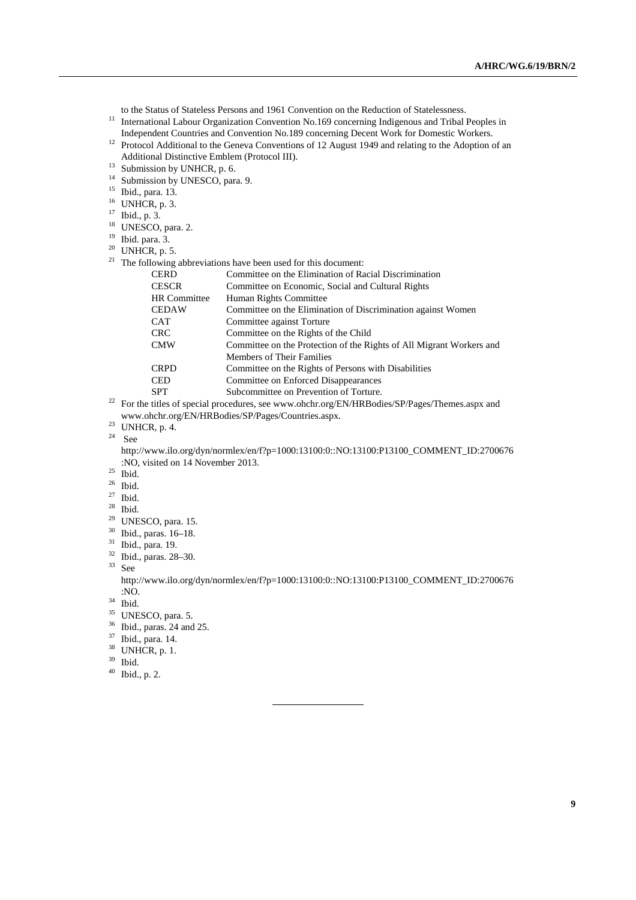to the Status of Stateless Persons and 1961 Convention on the Reduction of Statelessness.

[11] International Labour Organization Convention No.169 concerning Indigenous and Tribal Peoples in Independent Countries and Convention No.189 concerning Decent Work for Domestic Workers.

[12] Protocol Additional to the Geneva Conventions of 12 August 1949 and relating to the Adoption of an Additional Distinctive Emblem (Protocol III).

[13] Submission by UNHCR, p. 6.

[14] Submission by UNESCO, para. 9.

[15] Ibid., para. 13.

[16] UNHCR, p. 3.

[17] Ibid., p. 3.

[18] UNESCO, para. 2.

[19] Ibid. para. 3.

[20] UNHCR, p. 5.

[21] The following abbreviations have been used for this document:

| | |
|---|---|
| CERD | Committee on the Elimination of Racial Discrimination |
| CESCR | Committee on Economic, Social and Cultural Rights |
| HR Committee | Human Rights Committee |
| CEDAW | Committee on the Elimination of Discrimination against Women |
| CAT | Committee against Torture |
| CRC | Committee on the Rights of the Child |
| CMW | Committee on the Protection of the Rights of All Migrant Workers and Members of Their Families |
| CRPD | Committee on the Rights of Persons with Disabilities |
| CED | Committee on Enforced Disappearances |
| SPT | Subcommittee on Prevention of Torture. |

[22] For the titles of special procedures, see www.ohchr.org/EN/HRBodies/SP/Pages/Themes.aspx and www.ohchr.org/EN/HRBodies/SP/Pages/Countries.aspx.

[23] UNHCR, p. 4.

[24] See http://www.ilo.org/dyn/normlex/en/f?p=1000:13100:0::NO:13100:P13100_COMMENT_ID:2700676:NO, visited on 14 November 2013.

[25] Ibid.

[26] Ibid.

[27] Ibid.

[28] Ibid.

[29] UNESCO, para. 15.

[30] Ibid., paras. 16–18.

[31] Ibid., para. 19.

[32] Ibid., paras. 28–30.

[33] See http://www.ilo.org/dyn/normlex/en/f?p=1000:13100:0::NO:13100:P13100_COMMENT_ID:2700676:NO.

[34] Ibid.

[35] UNESCO, para. 5.

[36] Ibid., paras. 24 and 25.

[37] Ibid., para. 14.

[38] UNHCR, p. 1.

[39] Ibid.

[40] Ibid., p. 2.